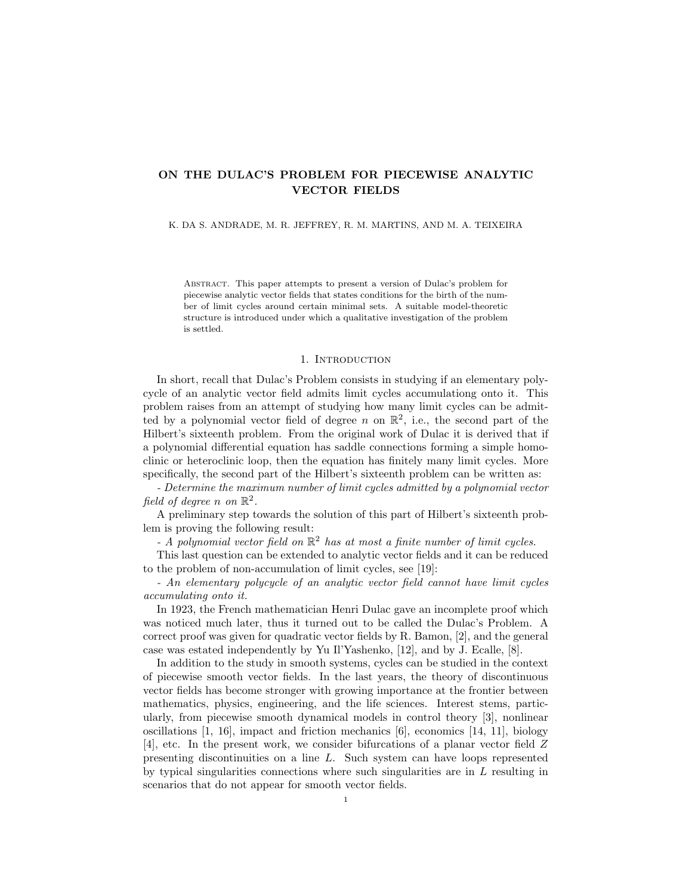# ON THE DULAC'S PROBLEM FOR PIECEWISE ANALYTIC VECTOR FIELDS

K. DA S. ANDRADE, M. R. JEFFREY, R. M. MARTINS, AND M. A. TEIXEIRA

Abstract. This paper attempts to present a version of Dulac's problem for piecewise analytic vector fields that states conditions for the birth of the number of limit cycles around certain minimal sets. A suitable model-theoretic structure is introduced under which a qualitative investigation of the problem is settled.

## 1. Introduction

In short, recall that Dulac's Problem consists in studying if an elementary polycycle of an analytic vector field admits limit cycles accumulationg onto it. This problem raises from an attempt of studying how many limit cycles can be admitted by a polynomial vector field of degree $n$ on $\mathbb{R}^2$, i.e., the second part of the Hilbert's sixteenth problem. From the original work of Dulac it is derived that if a polynomial differential equation has saddle connections forming a simple homoclinic or heteroclinic loop, then the equation has finitely many limit cycles. More specifically, the second part of the Hilbert's sixteenth problem can be written as:

- *Determine the maximum number of limit cycles admitted by a polynomial vector field of degree $n$ on $\mathbb{R}^2$.*

A preliminary step towards the solution of this part of Hilbert's sixteenth problem is proving the following result:

- *A polynomial vector field on $\mathbb{R}^2$ has at most a finite number of limit cycles.*

This last question can be extended to analytic vector fields and it can be reduced to the problem of non-accumulation of limit cycles, see [19]:

- *An elementary polycycle of an analytic vector field cannot have limit cycles accumulating onto it.*

In 1923, the French mathematician Henri Dulac gave an incomplete proof which was noticed much later, thus it turned out to be called the Dulac's Problem. A correct proof was given for quadratic vector fields by R. Bamon, [2], and the general case was estated independently by Yu Il'Yashenko, [12], and by J. Ecalle, [8].

In addition to the study in smooth systems, cycles can be studied in the context of piecewise smooth vector fields. In the last years, the theory of discontinuous vector fields has become stronger with growing importance at the frontier between mathematics, physics, engineering, and the life sciences. Interest stems, particularly, from piecewise smooth dynamical models in control theory [3], nonlinear oscillations [1, 16], impact and friction mechanics [6], economics [14, 11], biology [4], etc. In the present work, we consider bifurcations of a planar vector field $Z$ presenting discontinuities on a line $L$. Such system can have loops represented by typical singularities connections where such singularities are in $L$ resulting in scenarios that do not appear for smooth vector fields.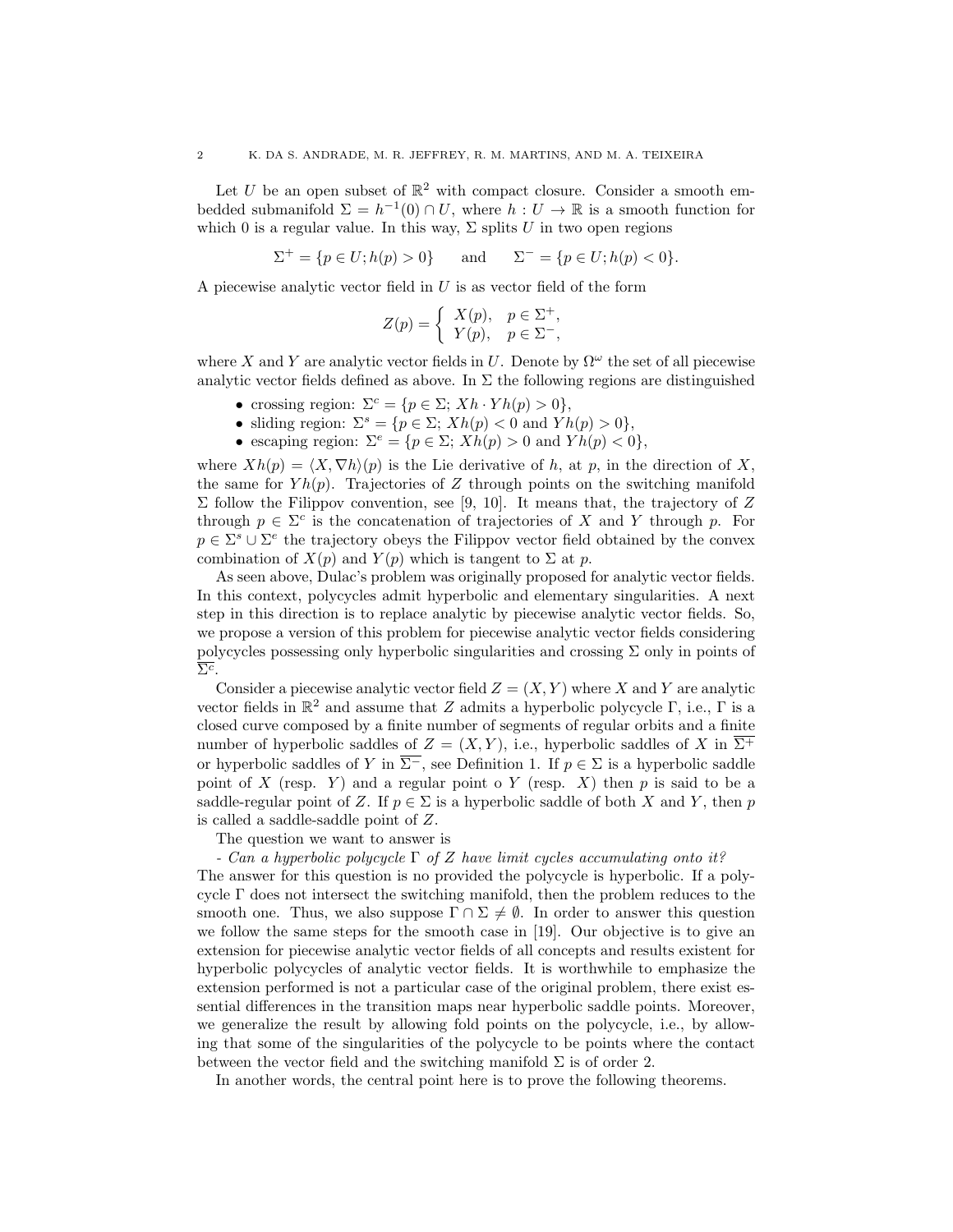Let $U$ be an open subset of $\mathbb{R}^2$ with compact closure. Consider a smooth embedded submanifold $\Sigma = h^{-1}(0) \cap U$, where $h : U \to \mathbb{R}$ is a smooth function for which 0 is a regular value. In this way, $\Sigma$ splits $U$ in two open regions

$$\Sigma^+ = \{p \in U; h(p) > 0\} \qquad \text{and} \qquad \Sigma^- = \{p \in U; h(p) < 0\}.$$

A piecewise analytic vector field in $U$ is as vector field of the form

$$Z(p) = \begin{cases} X(p), & p \in \Sigma^+, \\ Y(p), & p \in \Sigma^-, \end{cases}$$

where $X$ and $Y$ are analytic vector fields in $U$. Denote by $\Omega^\omega$ the set of all piecewise analytic vector fields defined as above. In $\Sigma$ the following regions are distinguished

- crossing region: $\Sigma^c = \{p \in \Sigma; \, Xh \cdot Yh(p) > 0\}$,
- sliding region: $\Sigma^s = \{p \in \Sigma; \, Xh(p) < 0 \text{ and } Yh(p) > 0\}$,
- escaping region: $\Sigma^e = \{p \in \Sigma; \, Xh(p) > 0 \text{ and } Yh(p) < 0\}$,

where $Xh(p) = \langle X, \nabla h \rangle(p)$ is the Lie derivative of $h$, at $p$, in the direction of $X$, the same for $Yh(p)$. Trajectories of $Z$ through points on the switching manifold $\Sigma$ follow the Filippov convention, see [9, 10]. It means that, the trajectory of $Z$ through $p \in \Sigma^c$ is the concatenation of trajectories of $X$ and $Y$ through $p$. For $p \in \Sigma^s \cup \Sigma^e$ the trajectory obeys the Filippov vector field obtained by the convex combination of $X(p)$ and $Y(p)$ which is tangent to $\Sigma$ at $p$.

As seen above, Dulac's problem was originally proposed for analytic vector fields. In this context, polycycles admit hyperbolic and elementary singularities. A next step in this direction is to replace analytic by piecewise analytic vector fields. So, we propose a version of this problem for piecewise analytic vector fields considering polycycles possessing only hyperbolic singularities and crossing $\Sigma$ only in points of $\overline{\Sigma^c}$.

Consider a piecewise analytic vector field $Z = (X, Y)$ where $X$ and $Y$ are analytic vector fields in $\mathbb{R}^2$ and assume that $Z$ admits a hyperbolic polycycle $\Gamma$, i.e., $\Gamma$ is a closed curve composed by a finite number of segments of regular orbits and a finite number of hyperbolic saddles of $Z = (X, Y)$, i.e., hyperbolic saddles of $X$ in $\overline{\Sigma^+}$ or hyperbolic saddles of $Y$ in $\overline{\Sigma^-}$, see Definition 1. If $p \in \Sigma$ is a hyperbolic saddle point of $X$ (resp. $Y$) and a regular point o $Y$ (resp. $X$) then $p$ is said to be a saddle-regular point of $Z$. If $p \in \Sigma$ is a hyperbolic saddle of both $X$ and $Y$, then $p$ is called a saddle-saddle point of $Z$.

The question we want to answer is

*- Can a hyperbolic polycycle $\Gamma$ of $Z$ have limit cycles accumulating onto it?*

The answer for this question is no provided the polycycle is hyperbolic. If a polycycle $\Gamma$ does not intersect the switching manifold, then the problem reduces to the smooth one. Thus, we also suppose $\Gamma \cap \Sigma \neq \emptyset$. In order to answer this question we follow the same steps for the smooth case in [19]. Our objective is to give an extension for piecewise analytic vector fields of all concepts and results existent for hyperbolic polycycles of analytic vector fields. It is worthwhile to emphasize the extension performed is not a particular case of the original problem, there exist essential differences in the transition maps near hyperbolic saddle points. Moreover, we generalize the result by allowing fold points on the polycycle, i.e., by allowing that some of the singularities of the polycycle to be points where the contact between the vector field and the switching manifold $\Sigma$ is of order 2.

In another words, the central point here is to prove the following theorems.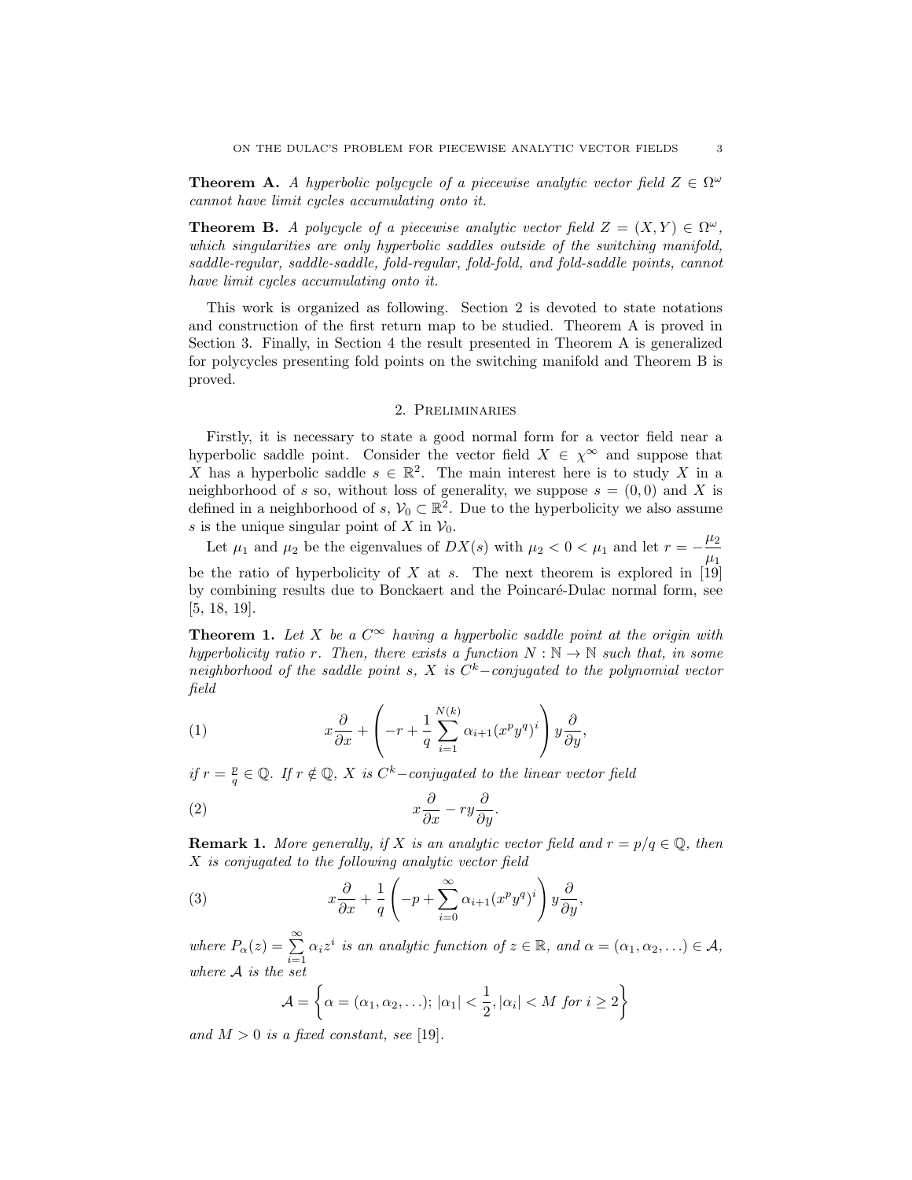**Theorem A.** *A hyperbolic polycycle of a piecewise analytic vector field $Z \in \Omega^\omega$ cannot have limit cycles accumulating onto it.*

**Theorem B.** *A polycycle of a piecewise analytic vector field $Z = (X, Y) \in \Omega^\omega$, which singularities are only hyperbolic saddles outside of the switching manifold, saddle-regular, saddle-saddle, fold-regular, fold-fold, and fold-saddle points, cannot have limit cycles accumulating onto it.*

This work is organized as following. Section 2 is devoted to state notations and construction of the first return map to be studied. Theorem A is proved in Section 3. Finally, in Section 4 the result presented in Theorem A is generalized for polycycles presenting fold points on the switching manifold and Theorem B is proved.

## 2. Preliminaries

Firstly, it is necessary to state a good normal form for a vector field near a hyperbolic saddle point. Consider the vector field $X \in \chi^\infty$ and suppose that $X$ has a hyperbolic saddle $s \in \mathbb{R}^2$. The main interest here is to study $X$ in a neighborhood of $s$ so, without loss of generality, we suppose $s = (0, 0)$ and $X$ is defined in a neighborhood of $s$, $\mathcal{V}_0 \subset \mathbb{R}^2$. Due to the hyperbolicity we also assume $s$ is the unique singular point of $X$ in $\mathcal{V}_0$.

Let $\mu_1$ and $\mu_2$ be the eigenvalues of $DX(s)$ with $\mu_2 < 0 < \mu_1$ and let $r = -\dfrac{\mu_2}{\mu_1}$ be the ratio of hyperbolicity of $X$ at $s$. The next theorem is explored in [19] by combining results due to Bonckaert and the Poincaré-Dulac normal form, see [5, 18, 19].

**Theorem 1.** *Let $X$ be a $C^\infty$ having a hyperbolic saddle point at the origin with hyperbolicity ratio $r$. Then, there exists a function $N : \mathbb{N} \to \mathbb{N}$ such that, in some neighborhood of the saddle point $s$, $X$ is $C^k-$conjugated to the polynomial vector field*

$$x\frac{\partial}{\partial x} + \left(-r + \frac{1}{q}\sum_{i=1}^{N(k)} \alpha_{i+1}(x^p y^q)^i\right) y\frac{\partial}{\partial y}, \tag{1}$$

*if $r = \frac{p}{q} \in \mathbb{Q}$. If $r \notin \mathbb{Q}$, $X$ is $C^k-$conjugated to the linear vector field*

$$x\frac{\partial}{\partial x} - ry\frac{\partial}{\partial y}. \tag{2}$$

**Remark 1.** *More generally, if $X$ is an analytic vector field and $r = p/q \in \mathbb{Q}$, then $X$ is conjugated to the following analytic vector field*

$$x\frac{\partial}{\partial x} + \frac{1}{q}\left(-p + \sum_{i=0}^{\infty} \alpha_{i+1}(x^p y^q)^i\right) y\frac{\partial}{\partial y}, \tag{3}$$

*where $P_\alpha(z) = \sum\limits_{i=1}^{\infty} \alpha_i z^i$ is an analytic function of $z \in \mathbb{R}$, and $\alpha = (\alpha_1, \alpha_2, \ldots) \in \mathcal{A}$, where $\mathcal{A}$ is the set*

$$\mathcal{A} = \left\{\alpha = (\alpha_1, \alpha_2, \ldots);\ |\alpha_1| < \frac{1}{2}, |\alpha_i| < M \text{ for } i \geq 2\right\}$$

*and $M > 0$ is a fixed constant, see* [19].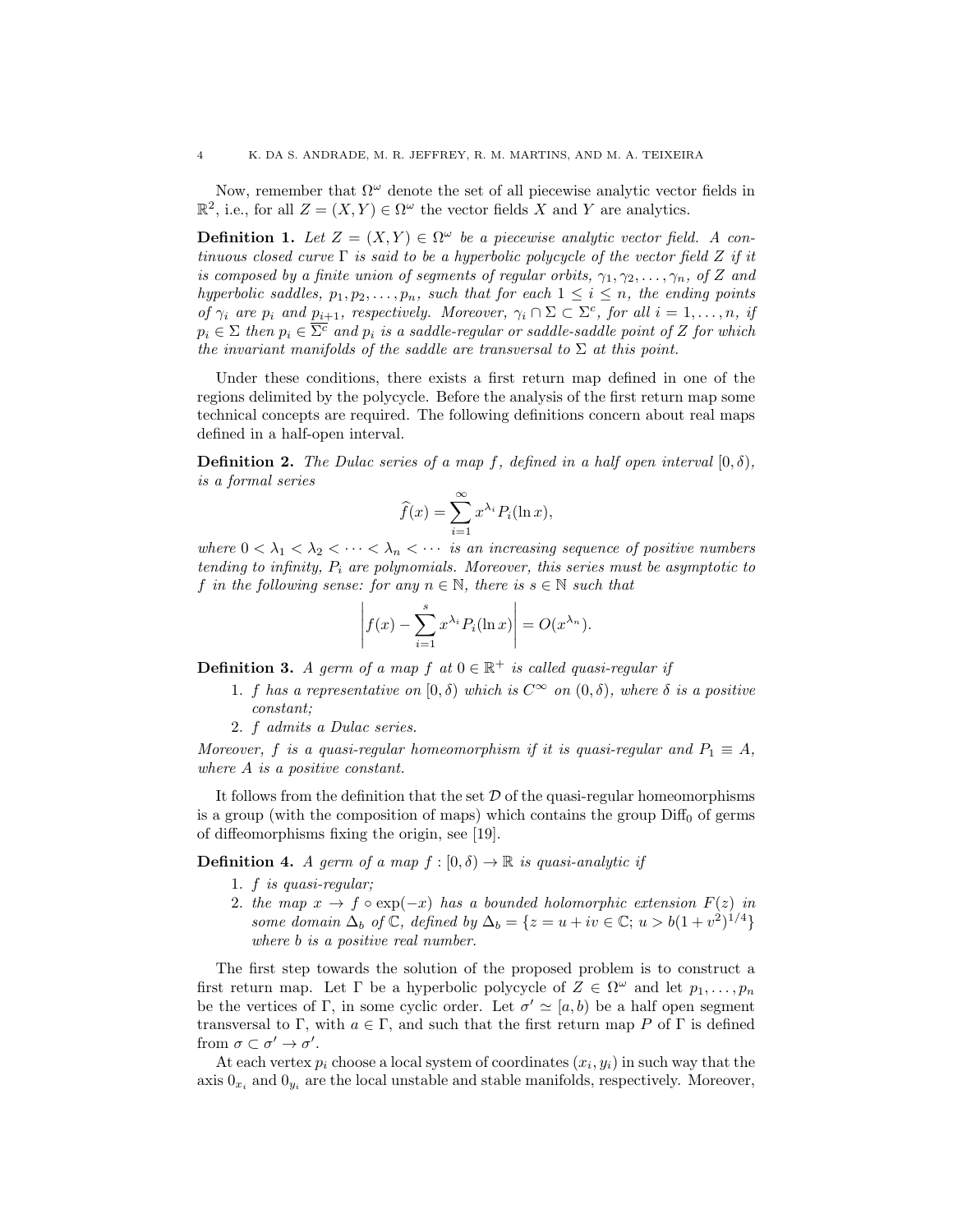Now, remember that $\Omega^\omega$ denote the set of all piecewise analytic vector fields in $\mathbb{R}^2$, i.e., for all $Z = (X, Y) \in \Omega^\omega$ the vector fields $X$ and $Y$ are analytics.

**Definition 1.** *Let $Z = (X, Y) \in \Omega^\omega$ be a piecewise analytic vector field. A continuous closed curve $\Gamma$ is said to be a hyperbolic polycycle of the vector field $Z$ if it is composed by a finite union of segments of regular orbits, $\gamma_1, \gamma_2, \ldots, \gamma_n$, of $Z$ and hyperbolic saddles, $p_1, p_2, \ldots, p_n$, such that for each $1 \leq i \leq n$, the ending points of $\gamma_i$ are $p_i$ and $p_{i+1}$, respectively. Moreover, $\gamma_i \cap \Sigma \subset \Sigma^c$, for all $i = 1, \ldots, n$, if $p_i \in \Sigma$ then $p_i \in \overline{\Sigma^c}$ and $p_i$ is a saddle-regular or saddle-saddle point of $Z$ for which the invariant manifolds of the saddle are transversal to $\Sigma$ at this point.*

Under these conditions, there exists a first return map defined in one of the regions delimited by the polycycle. Before the analysis of the first return map some technical concepts are required. The following definitions concern about real maps defined in a half-open interval.

**Definition 2.** *The Dulac series of a map $f$, defined in a half open interval $[0, \delta)$, is a formal series*

$$\widehat{f}(x) = \sum_{i=1}^{\infty} x^{\lambda_i} P_i(\ln x),$$

*where $0 < \lambda_1 < \lambda_2 < \cdots < \lambda_n < \cdots$ is an increasing sequence of positive numbers tending to infinity, $P_i$ are polynomials. Moreover, this series must be asymptotic to $f$ in the following sense: for any $n \in \mathbb{N}$, there is $s \in \mathbb{N}$ such that*

$$\left| f(x) - \sum_{i=1}^{s} x^{\lambda_i} P_i(\ln x) \right| = O(x^{\lambda_n}).$$

**Definition 3.** *A germ of a map $f$ at $0 \in \mathbb{R}^+$ is called quasi-regular if*

1. *$f$ has a representative on $[0, \delta)$ which is $C^\infty$ on $(0, \delta)$, where $\delta$ is a positive constant;*
2. *$f$ admits a Dulac series.*

*Moreover, $f$ is a quasi-regular homeomorphism if it is quasi-regular and $P_1 \equiv A$, where $A$ is a positive constant.*

It follows from the definition that the set $\mathcal{D}$ of the quasi-regular homeomorphisms is a group (with the composition of maps) which contains the group $\text{Diff}_0$ of germs of diffeomorphisms fixing the origin, see [19].

**Definition 4.** *A germ of a map $f : [0, \delta) \to \mathbb{R}$ is quasi-analytic if*

1. *$f$ is quasi-regular;*
2. *the map $x \to f \circ \exp(-x)$ has a bounded holomorphic extension $F(z)$ in some domain $\Delta_b$ of $\mathbb{C}$, defined by $\Delta_b = \{z = u + iv \in \mathbb{C};\, u > b(1 + v^2)^{1/4}\}$ where $b$ is a positive real number.*

The first step towards the solution of the proposed problem is to construct a first return map. Let $\Gamma$ be a hyperbolic polycycle of $Z \in \Omega^\omega$ and let $p_1, \ldots, p_n$ be the vertices of $\Gamma$, in some cyclic order. Let $\sigma' \simeq [a, b)$ be a half open segment transversal to $\Gamma$, with $a \in \Gamma$, and such that the first return map $P$ of $\Gamma$ is defined from $\sigma \subset \sigma' \to \sigma'$.

At each vertex $p_i$ choose a local system of coordinates $(x_i, y_i)$ in such way that the axis $0_{x_i}$ and $0_{y_i}$ are the local unstable and stable manifolds, respectively. Moreover,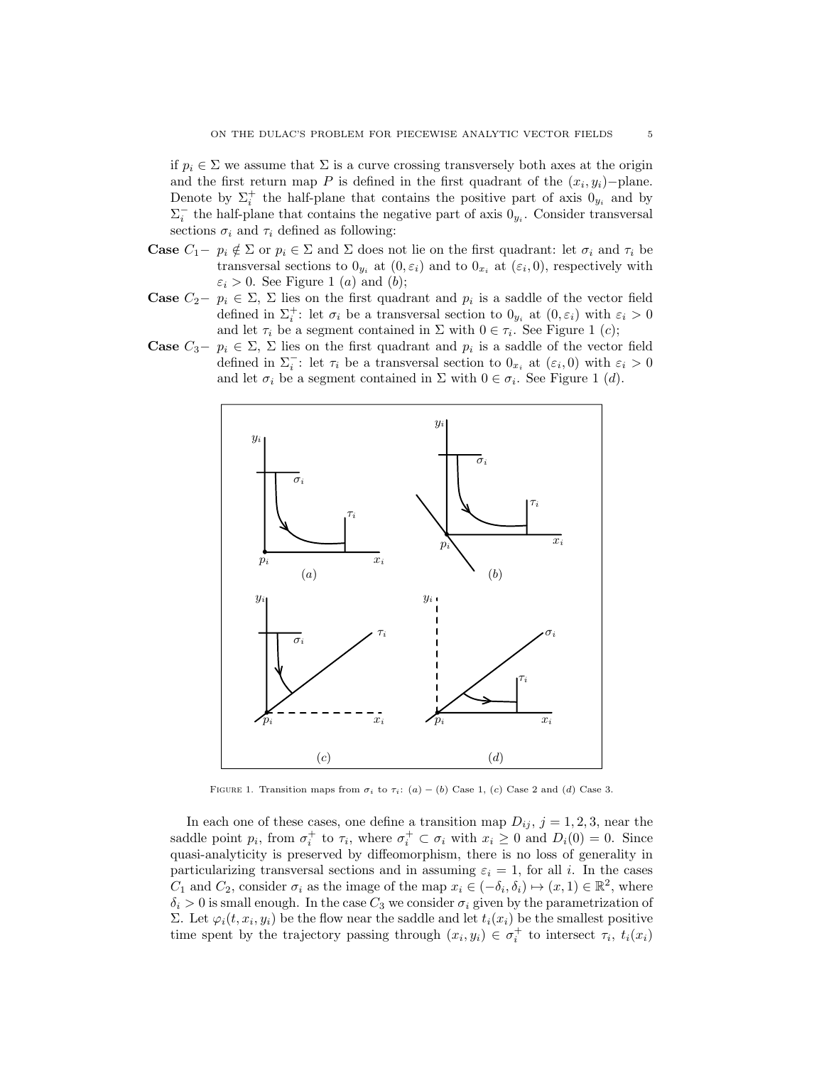if $p_i \in \Sigma$ we assume that $\Sigma$ is a curve crossing transversely both axes at the origin and the first return map $P$ is defined in the first quadrant of the $(x_i, y_i)-$plane. Denote by $\Sigma_i^+$ the half-plane that contains the positive part of axis $0_{y_i}$ and by $\Sigma_i^-$ the half-plane that contains the negative part of axis $0_{y_i}$. Consider transversal sections $\sigma_i$ and $\tau_i$ defined as following:

**Case** $C_1-$ $p_i \notin \Sigma$ or $p_i \in \Sigma$ and $\Sigma$ does not lie on the first quadrant: let $\sigma_i$ and $\tau_i$ be transversal sections to $0_{y_i}$ at $(0, \varepsilon_i)$ and to $0_{x_i}$ at $(\varepsilon_i, 0)$, respectively with $\varepsilon_i > 0$. See Figure 1 $(a)$ and $(b)$;

**Case** $C_2-$ $p_i \in \Sigma$, $\Sigma$ lies on the first quadrant and $p_i$ is a saddle of the vector field defined in $\Sigma_i^+$: let $\sigma_i$ be a transversal section to $0_{y_i}$ at $(0, \varepsilon_i)$ with $\varepsilon_i > 0$ and let $\tau_i$ be a segment contained in $\Sigma$ with $0 \in \tau_i$. See Figure 1 $(c)$;

**Case** $C_3-$ $p_i \in \Sigma$, $\Sigma$ lies on the first quadrant and $p_i$ is a saddle of the vector field defined in $\Sigma_i^-$: let $\tau_i$ be a transversal section to $0_{x_i}$ at $(\varepsilon_i, 0)$ with $\varepsilon_i > 0$ and let $\sigma_i$ be a segment contained in $\Sigma$ with $0 \in \sigma_i$. See Figure 1 $(d)$.

FIGURE 1. Transition maps from $\sigma_i$ to $\tau_i$: $(a) - (b)$ Case 1, $(c)$ Case 2 and $(d)$ Case 3.

In each one of these cases, one define a transition map $D_{ij}$, $j = 1, 2, 3$, near the saddle point $p_i$, from $\sigma_i^+$ to $\tau_i$, where $\sigma_i^+ \subset \sigma_i$ with $x_i \geq 0$ and $D_i(0) = 0$. Since quasi-analyticity is preserved by diffeomorphism, there is no loss of generality in particularizing transversal sections and in assuming $\varepsilon_i = 1$, for all $i$. In the cases $C_1$ and $C_2$, consider $\sigma_i$ as the image of the map $x_i \in (-\delta_i, \delta_i) \mapsto (x, 1) \in \mathbb{R}^2$, where $\delta_i > 0$ is small enough. In the case $C_3$ we consider $\sigma_i$ given by the parametrization of $\Sigma$. Let $\varphi_i(t, x_i, y_i)$ be the flow near the saddle and let $t_i(x_i)$ be the smallest positive time spent by the trajectory passing through $(x_i, y_i) \in \sigma_i^+$ to intersect $\tau_i$, $t_i(x_i)$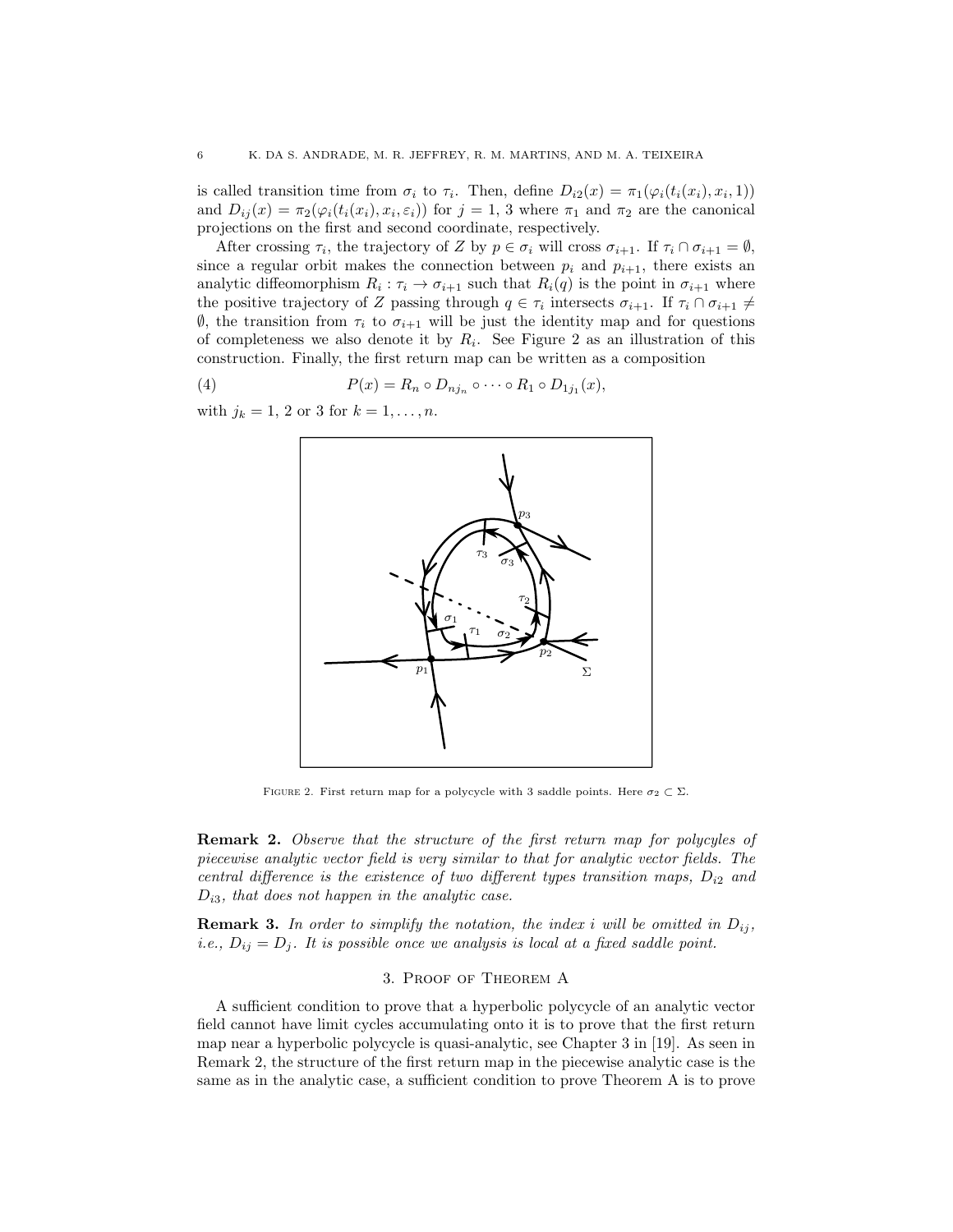is called transition time from $\sigma_i$ to $\tau_i$. Then, define $D_{i2}(x) = \pi_1(\varphi_i(t_i(x_i), x_i, 1))$ and $D_{ij}(x) = \pi_2(\varphi_i(t_i(x_i), x_i, \varepsilon_i))$ for $j = 1, 3$ where $\pi_1$ and $\pi_2$ are the canonical projections on the first and second coordinate, respectively.

After crossing $\tau_i$, the trajectory of $Z$ by $p \in \sigma_i$ will cross $\sigma_{i+1}$. If $\tau_i \cap \sigma_{i+1} = \emptyset$, since a regular orbit makes the connection between $p_i$ and $p_{i+1}$, there exists an analytic diffeomorphism $R_i : \tau_i \to \sigma_{i+1}$ such that $R_i(q)$ is the point in $\sigma_{i+1}$ where the positive trajectory of $Z$ passing through $q \in \tau_i$ intersects $\sigma_{i+1}$. If $\tau_i \cap \sigma_{i+1} \neq \emptyset$, the transition from $\tau_i$ to $\sigma_{i+1}$ will be just the identity map and for questions of completeness we also denote it by $R_i$. See Figure 2 as an illustration of this construction. Finally, the first return map can be written as a composition

$$P(x) = R_n \circ D_{nj_n} \circ \cdots \circ R_1 \circ D_{1j_1}(x), \tag{4}$$

with $j_k = 1$, 2 or 3 for $k = 1, \ldots, n$.

Figure 2. First return map for a polycycle with 3 saddle points. Here $\sigma_2 \subset \Sigma$.

**Remark 2.** *Observe that the structure of the first return map for polycyles of piecewise analytic vector field is very similar to that for analytic vector fields. The central difference is the existence of two different types transition maps, $D_{i2}$ and $D_{i3}$, that does not happen in the analytic case.*

**Remark 3.** *In order to simplify the notation, the index $i$ will be omitted in $D_{ij}$, i.e., $D_{ij} = D_j$. It is possible once we analysis is local at a fixed saddle point.*

## 3. Proof of Theorem A

A sufficient condition to prove that a hyperbolic polycycle of an analytic vector field cannot have limit cycles accumulating onto it is to prove that the first return map near a hyperbolic polycycle is quasi-analytic, see Chapter 3 in [19]. As seen in Remark 2, the structure of the first return map in the piecewise analytic case is the same as in the analytic case, a sufficient condition to prove Theorem A is to prove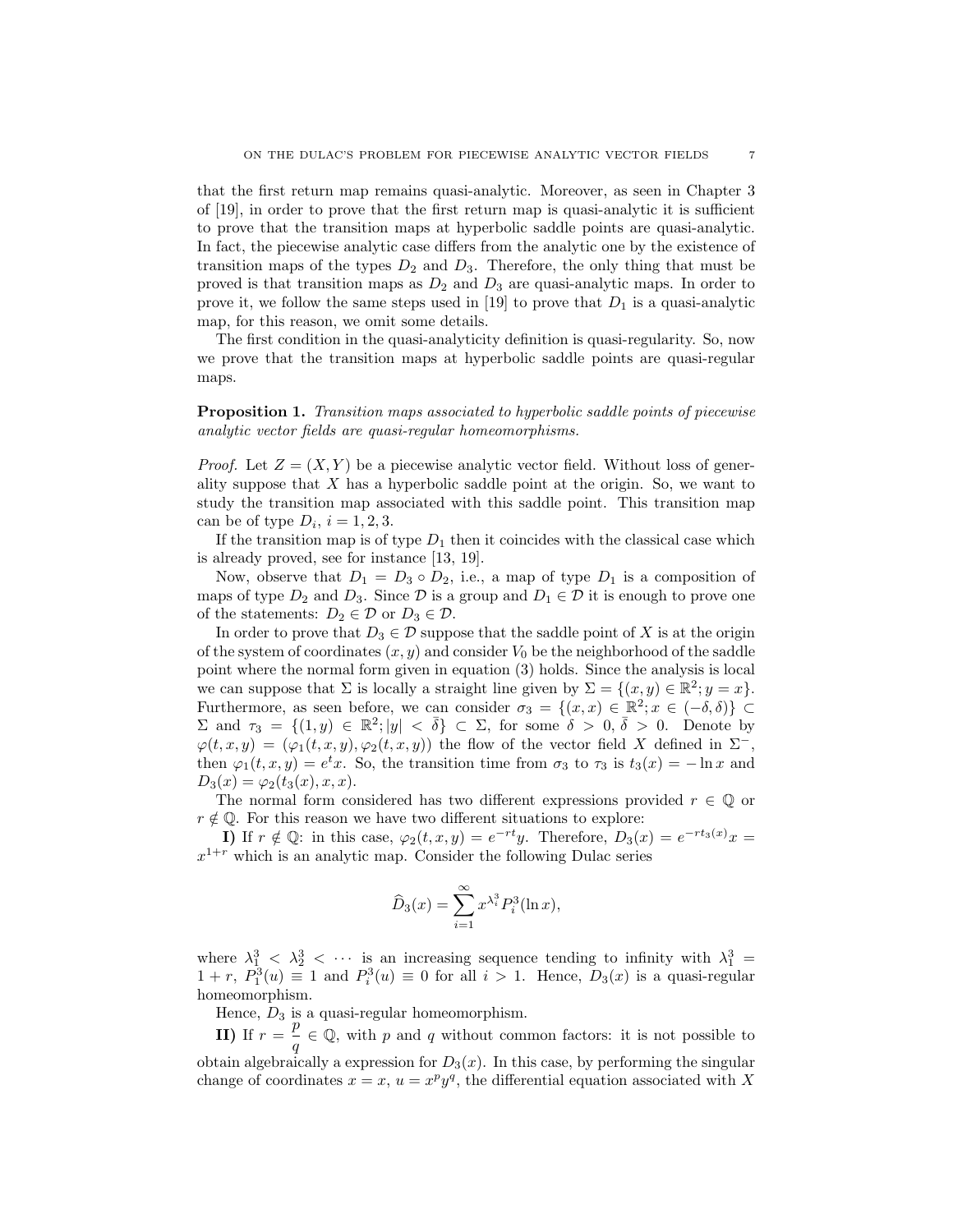that the first return map remains quasi-analytic. Moreover, as seen in Chapter 3 of [19], in order to prove that the first return map is quasi-analytic it is sufficient to prove that the transition maps at hyperbolic saddle points are quasi-analytic. In fact, the piecewise analytic case differs from the analytic one by the existence of transition maps of the types $D_2$ and $D_3$. Therefore, the only thing that must be proved is that transition maps as $D_2$ and $D_3$ are quasi-analytic maps. In order to prove it, we follow the same steps used in [19] to prove that $D_1$ is a quasi-analytic map, for this reason, we omit some details.

The first condition in the quasi-analyticity definition is quasi-regularity. So, now we prove that the transition maps at hyperbolic saddle points are quasi-regular maps.

**Proposition 1.** *Transition maps associated to hyperbolic saddle points of piecewise analytic vector fields are quasi-regular homeomorphisms.*

*Proof.* Let $Z = (X, Y)$ be a piecewise analytic vector field. Without loss of generality suppose that $X$ has a hyperbolic saddle point at the origin. So, we want to study the transition map associated with this saddle point. This transition map can be of type $D_i$, $i = 1, 2, 3$.

If the transition map is of type $D_1$ then it coincides with the classical case which is already proved, see for instance [13, 19].

Now, observe that $D_1 = D_3 \circ D_2$, i.e., a map of type $D_1$ is a composition of maps of type $D_2$ and $D_3$. Since $\mathcal{D}$ is a group and $D_1 \in \mathcal{D}$ it is enough to prove one of the statements: $D_2 \in \mathcal{D}$ or $D_3 \in \mathcal{D}$.

In order to prove that $D_3 \in \mathcal{D}$ suppose that the saddle point of $X$ is at the origin of the system of coordinates $(x, y)$ and consider $V_0$ be the neighborhood of the saddle point where the normal form given in equation (3) holds. Since the analysis is local we can suppose that $\Sigma$ is locally a straight line given by $\Sigma = \{(x, y) \in \mathbb{R}^2; y = x\}$. Furthermore, as seen before, we can consider $\sigma_3 = \{(x, x) \in \mathbb{R}^2; x \in (-\delta, \delta)\} \subset \Sigma$ and $\tau_3 = \{(1, y) \in \mathbb{R}^2; |y| < \bar{\delta}\} \subset \Sigma$, for some $\delta > 0$, $\bar{\delta} > 0$. Denote by $\varphi(t, x, y) = (\varphi_1(t, x, y), \varphi_2(t, x, y))$ the flow of the vector field $X$ defined in $\Sigma^-$, then $\varphi_1(t, x, y) = e^t x$. So, the transition time from $\sigma_3$ to $\tau_3$ is $t_3(x) = -\ln x$ and $D_3(x) = \varphi_2(t_3(x), x, x)$.

The normal form considered has two different expressions provided $r \in \mathbb{Q}$ or $r \notin \mathbb{Q}$. For this reason we have two different situations to explore:

**I)** If $r \notin \mathbb{Q}$: in this case, $\varphi_2(t, x, y) = e^{-rt}y$. Therefore, $D_3(x) = e^{-rt_3(x)}x = x^{1+r}$ which is an analytic map. Consider the following Dulac series

$$\widehat{D}_3(x) = \sum_{i=1}^{\infty} x^{\lambda_i^3} P_i^3(\ln x),$$

where $\lambda_1^3 < \lambda_2^3 < \cdots$ is an increasing sequence tending to infinity with $\lambda_1^3 = 1 + r$, $P_1^3(u) \equiv 1$ and $P_i^3(u) \equiv 0$ for all $i > 1$. Hence, $D_3(x)$ is a quasi-regular homeomorphism.

Hence, $D_3$ is a quasi-regular homeomorphism.

**II)** If $r = \dfrac{p}{q} \in \mathbb{Q}$, with $p$ and $q$ without common factors: it is not possible to obtain algebraically a expression for $D_3(x)$. In this case, by performing the singular change of coordinates $x = x$, $u = x^p y^q$, the differential equation associated with $X$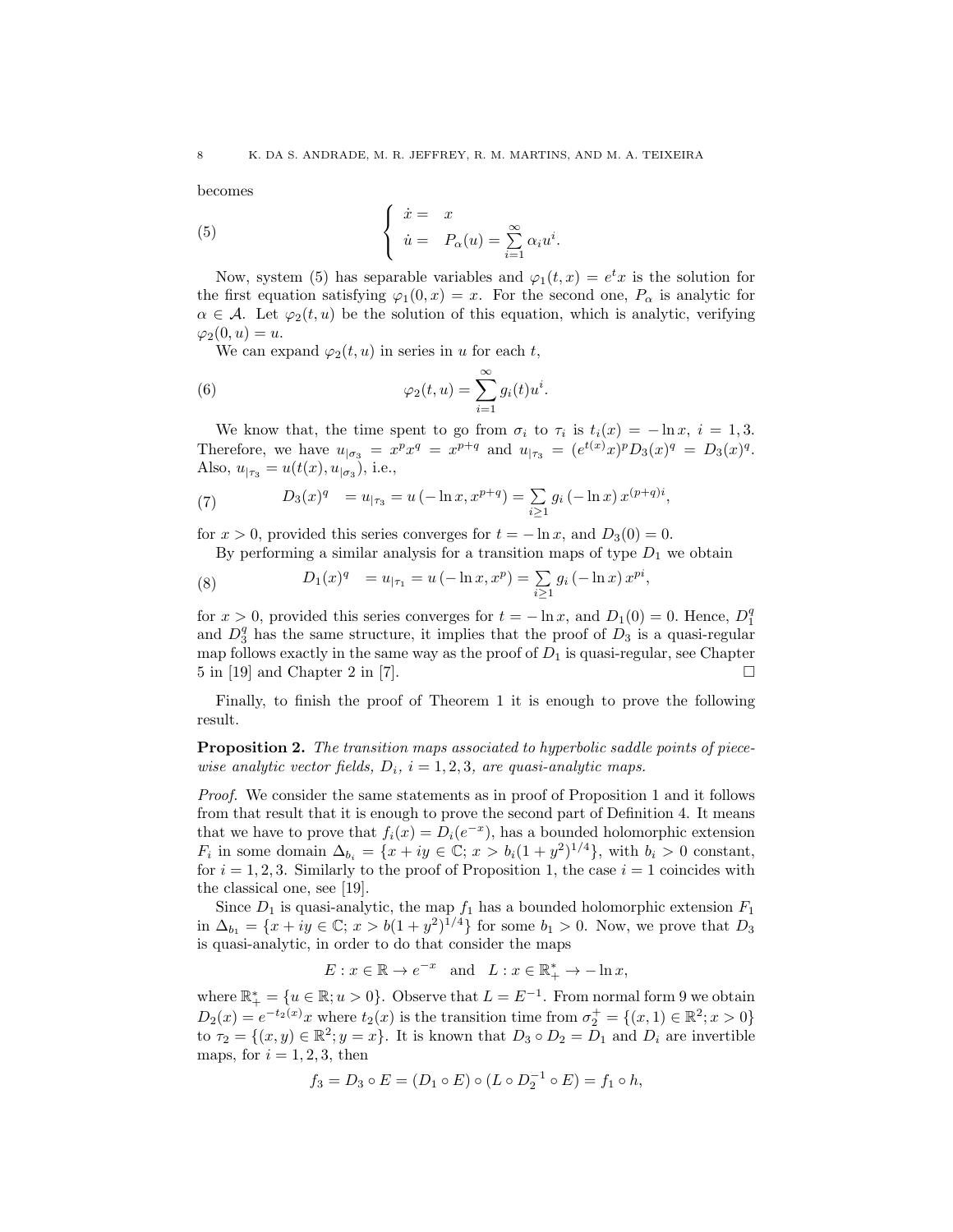becomes

$$
\left\{
\begin{array}{ll}
\dot{x} = & x \\
\dot{u} = & P_\alpha(u) = \sum\limits_{i=1}^{\infty} \alpha_i u^i.
\end{array}
\right. \tag{5}
$$

Now, system (5) has separable variables and $\varphi_1(t,x) = e^t x$ is the solution for the first equation satisfying $\varphi_1(0,x) = x$. For the second one, $P_\alpha$ is analytic for $\alpha \in \mathcal{A}$. Let $\varphi_2(t,u)$ be the solution of this equation, which is analytic, verifying $\varphi_2(0,u) = u$.

We can expand $\varphi_2(t,u)$ in series in $u$ for each $t$,

$$
\varphi_2(t,u) = \sum_{i=1}^{\infty} g_i(t) u^i. \tag{6}
$$

We know that, the time spent to go from $\sigma_i$ to $\tau_i$ is $t_i(x) = -\ln x$, $i = 1,3$. Therefore, we have $u_{|\sigma_3} = x^p x^q = x^{p+q}$ and $u_{|\tau_3} = (e^{t(x)}x)^p D_3(x)^q = D_3(x)^q$. Also, $u_{|\tau_3} = u(t(x), u_{|\sigma_3})$, i.e.,

$$
D_3(x)^q \quad = u_{|\tau_3} = u\left(-\ln x, x^{p+q}\right) = \sum_{i \geq 1} g_i\left(-\ln x\right) x^{(p+q)i}, \tag{7}
$$

for $x > 0$, provided this series converges for $t = -\ln x$, and $D_3(0) = 0$.

By performing a similar analysis for a transition maps of type $D_1$ we obtain

$$
D_1(x)^q \quad = u_{|\tau_1} = u\left(-\ln x, x^{p}\right) = \sum_{i \geq 1} g_i\left(-\ln x\right) x^{pi}, \tag{8}
$$

for $x > 0$, provided this series converges for $t = -\ln x$, and $D_1(0) = 0$. Hence, $D_1^q$ and $D_3^q$ has the same structure, it implies that the proof of $D_3$ is a quasi-regular map follows exactly in the same way as the proof of $D_1$ is quasi-regular, see Chapter 5 in [19] and Chapter 2 in [7]. $\square$

Finally, to finish the proof of Theorem 1 it is enough to prove the following result.

**Proposition 2.** *The transition maps associated to hyperbolic saddle points of piecewise analytic vector fields, $D_i$, $i = 1,2,3$, are quasi-analytic maps.*

*Proof.* We consider the same statements as in proof of Proposition 1 and it follows from that result that it is enough to prove the second part of Definition 4. It means that we have to prove that $f_i(x) = D_i(e^{-x})$, has a bounded holomorphic extension $F_i$ in some domain $\Delta_{b_i} = \{x + iy \in \mathbb{C};\, x > b_i(1+y^2)^{1/4}\}$, with $b_i > 0$ constant, for $i = 1,2,3$. Similarly to the proof of Proposition 1, the case $i = 1$ coincides with the classical one, see [19].

Since $D_1$ is quasi-analytic, the map $f_1$ has a bounded holomorphic extension $F_1$ in $\Delta_{b_1} = \{x + iy \in \mathbb{C};\, x > b(1+y^2)^{1/4}\}$ for some $b_1 > 0$. Now, we prove that $D_3$ is quasi-analytic, in order to do that consider the maps

$$
E : x \in \mathbb{R} \to e^{-x} \quad \text{and} \quad L : x \in \mathbb{R}_+^* \to -\ln x,
$$

where $\mathbb{R}_+^* = \{u \in \mathbb{R}; u > 0\}$. Observe that $L = E^{-1}$. From normal form 9 we obtain $D_2(x) = e^{-t_2(x)}x$ where $t_2(x)$ is the transition time from $\sigma_2^+ = \{(x,1) \in \mathbb{R}^2; x > 0\}$ to $\tau_2 = \{(x,y) \in \mathbb{R}^2; y = x\}$. It is known that $D_3 \circ D_2 = D_1$ and $D_i$ are invertible maps, for $i = 1,2,3$, then

$$
f_3 = D_3 \circ E = (D_1 \circ E) \circ (L \circ D_2^{-1} \circ E) = f_1 \circ h,
$$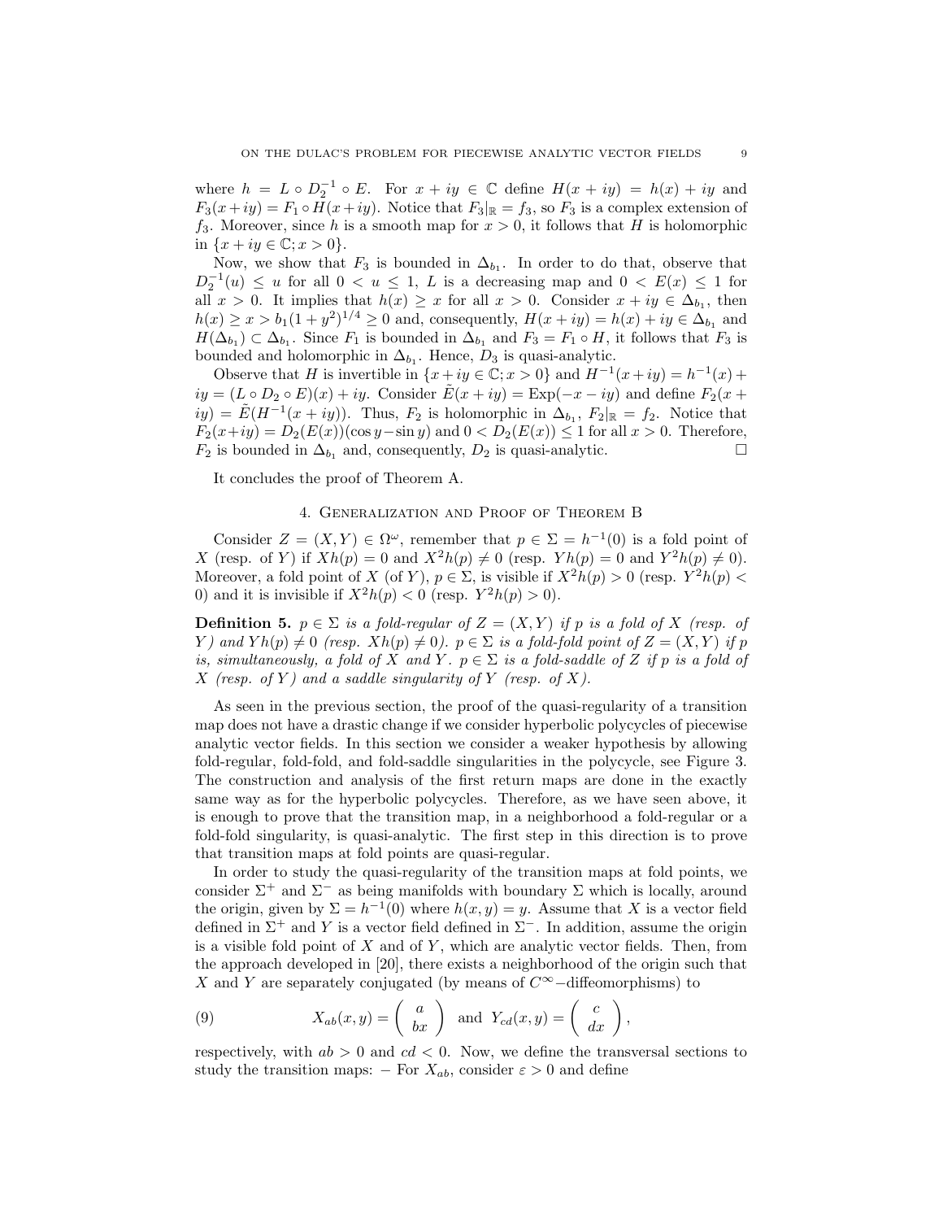where $h = L \circ D_2^{-1} \circ E$. For $x + iy \in \mathbb{C}$ define $H(x + iy) = h(x) + iy$ and $F_3(x+iy) = F_1 \circ H(x+iy)$. Notice that $F_3|_{\mathbb{R}} = f_3$, so $F_3$ is a complex extension of $f_3$. Moreover, since $h$ is a smooth map for $x > 0$, it follows that $H$ is holomorphic in $\{x + iy \in \mathbb{C}; x > 0\}$.

Now, we show that $F_3$ is bounded in $\Delta_{b_1}$. In order to do that, observe that $D_2^{-1}(u) \leq u$ for all $0 < u \leq 1$, $L$ is a decreasing map and $0 < E(x) \leq 1$ for all $x > 0$. It implies that $h(x) \geq x$ for all $x > 0$. Consider $x + iy \in \Delta_{b_1}$, then $h(x) \geq x > b_1(1 + y^2)^{1/4} \geq 0$ and, consequently, $H(x + iy) = h(x) + iy \in \Delta_{b_1}$ and $H(\Delta_{b_1}) \subset \Delta_{b_1}$. Since $F_1$ is bounded in $\Delta_{b_1}$ and $F_3 = F_1 \circ H$, it follows that $F_3$ is bounded and holomorphic in $\Delta_{b_1}$. Hence, $D_3$ is quasi-analytic.

Observe that $H$ is invertible in $\{x + iy \in \mathbb{C}; x > 0\}$ and $H^{-1}(x + iy) = h^{-1}(x) + iy = (L \circ D_2 \circ E)(x) + iy$. Consider $\tilde{E}(x + iy) = \mathrm{Exp}(-x - iy)$ and define $F_2(x + iy) = \tilde{E}(H^{-1}(x + iy))$. Thus, $F_2$ is holomorphic in $\Delta_{b_1}$, $F_2|_{\mathbb{R}} = f_2$. Notice that $F_2(x+iy) = D_2(E(x))(\cos y - \sin y)$ and $0 < D_2(E(x)) \leq 1$ for all $x > 0$. Therefore, $F_2$ is bounded in $\Delta_{b_1}$ and, consequently, $D_2$ is quasi-analytic. $\square$

It concludes the proof of Theorem A.

## 4. Generalization and Proof of Theorem B

Consider $Z = (X, Y) \in \Omega^\omega$, remember that $p \in \Sigma = h^{-1}(0)$ is a fold point of $X$ (resp. of $Y$) if $Xh(p) = 0$ and $X^2h(p) \neq 0$ (resp. $Yh(p) = 0$ and $Y^2h(p) \neq 0$). Moreover, a fold point of $X$ (of $Y$), $p \in \Sigma$, is visible if $X^2h(p) > 0$ (resp. $Y^2h(p) < 0$) and it is invisible if $X^2h(p) < 0$ (resp. $Y^2h(p) > 0$).

**Definition 5.** *$p \in \Sigma$ is a fold-regular of $Z = (X, Y)$ if $p$ is a fold of $X$ (resp. of $Y$) and $Yh(p) \neq 0$ (resp. $Xh(p) \neq 0$). $p \in \Sigma$ is a fold-fold point of $Z = (X, Y)$ if $p$ is, simultaneously, a fold of $X$ and $Y$. $p \in \Sigma$ is a fold-saddle of $Z$ if $p$ is a fold of $X$ (resp. of $Y$) and a saddle singularity of $Y$ (resp. of $X$).*

As seen in the previous section, the proof of the quasi-regularity of a transition map does not have a drastic change if we consider hyperbolic polycycles of piecewise analytic vector fields. In this section we consider a weaker hypothesis by allowing fold-regular, fold-fold, and fold-saddle singularities in the polycycle, see Figure 3. The construction and analysis of the first return maps are done in the exactly same way as for the hyperbolic polycycles. Therefore, as we have seen above, it is enough to prove that the transition map, in a neighborhood a fold-regular or a fold-fold singularity, is quasi-analytic. The first step in this direction is to prove that transition maps at fold points are quasi-regular.

In order to study the quasi-regularity of the transition maps at fold points, we consider $\Sigma^+$ and $\Sigma^-$ as being manifolds with boundary $\Sigma$ which is locally, around the origin, given by $\Sigma = h^{-1}(0)$ where $h(x, y) = y$. Assume that $X$ is a vector field defined in $\Sigma^+$ and $Y$ is a vector field defined in $\Sigma^-$. In addition, assume the origin is a visible fold point of $X$ and of $Y$, which are analytic vector fields. Then, from the approach developed in [20], there exists a neighborhood of the origin such that $X$ and $Y$ are separately conjugated (by means of $C^\infty$−diffeomorphisms) to

$$X_{ab}(x, y) = \begin{pmatrix} a \\ bx \end{pmatrix} \text{ and } Y_{cd}(x, y) = \begin{pmatrix} c \\ dx \end{pmatrix}, \tag{9}$$

respectively, with $ab > 0$ and $cd < 0$. Now, we define the transversal sections to study the transition maps: − For $X_{ab}$, consider $\varepsilon > 0$ and define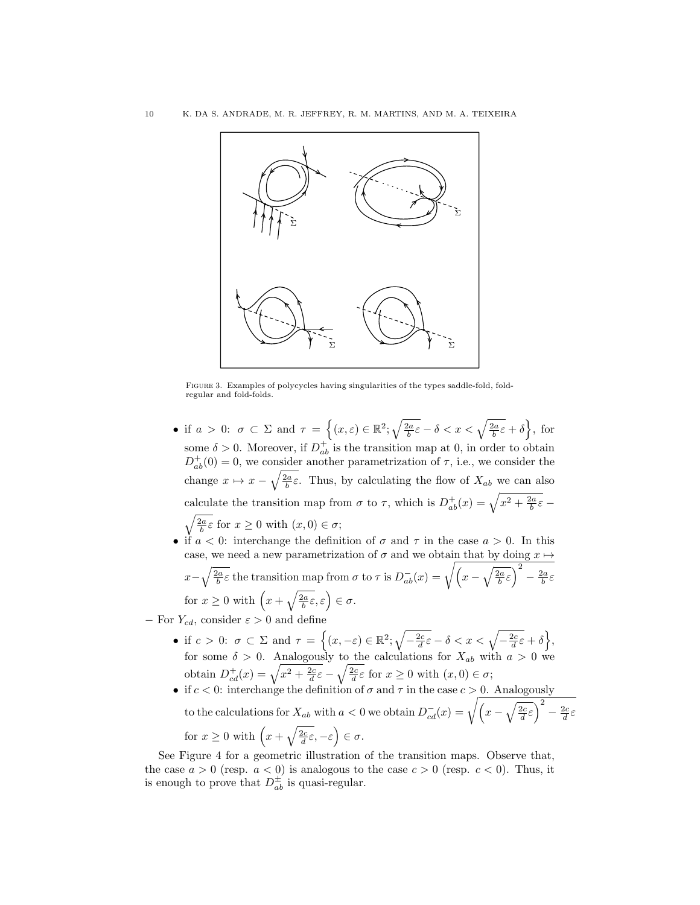Figure 3. Examples of polycycles having singularities of the types saddle-fold, fold-regular and fold-folds.

- if $a > 0$: $\sigma \subset \Sigma$ and $\tau = \left\{(x, \varepsilon) \in \mathbb{R}^2; \sqrt{\frac{2a}{b}\varepsilon} - \delta < x < \sqrt{\frac{2a}{b}\varepsilon} + \delta\right\}$, for some $\delta > 0$. Moreover, if $D^+_{ab}$ is the transition map at 0, in order to obtain $D^+_{ab}(0) = 0$, we consider another parametrization of $\tau$, i.e., we consider the change $x \mapsto x - \sqrt{\frac{2a}{b}\varepsilon}$. Thus, by calculating the flow of $X_{ab}$ we can also calculate the transition map from $\sigma$ to $\tau$, which is $D^+_{ab}(x) = \sqrt{x^2 + \frac{2a}{b}\varepsilon} - \sqrt{\frac{2a}{b}\varepsilon}$ for $x \geq 0$ with $(x, 0) \in \sigma$;
- if $a < 0$: interchange the definition of $\sigma$ and $\tau$ in the case $a > 0$. In this case, we need a new parametrization of $\sigma$ and we obtain that by doing $x \mapsto x - \sqrt{\frac{2a}{b}\varepsilon}$ the transition map from $\sigma$ to $\tau$ is $D^-_{ab}(x) = \sqrt{\left(x - \sqrt{\frac{2a}{b}\varepsilon}\right)^2 - \frac{2a}{b}\varepsilon}$ for $x \geq 0$ with $\left(x + \sqrt{\frac{2a}{b}\varepsilon}, \varepsilon\right) \in \sigma$.

– For $Y_{cd}$, consider $\varepsilon > 0$ and define

- if $c > 0$: $\sigma \subset \Sigma$ and $\tau = \left\{(x, -\varepsilon) \in \mathbb{R}^2; \sqrt{-\frac{2c}{d}\varepsilon} - \delta < x < \sqrt{-\frac{2c}{d}\varepsilon} + \delta\right\}$, for some $\delta > 0$. Analogously to the calculations for $X_{ab}$ with $a > 0$ we obtain $D^+_{cd}(x) = \sqrt{x^2 + \frac{2c}{d}\varepsilon} - \sqrt{\frac{2c}{d}\varepsilon}$ for $x \geq 0$ with $(x, 0) \in \sigma$;
- if $c < 0$: interchange the definition of $\sigma$ and $\tau$ in the case $c > 0$. Analogously to the calculations for $X_{ab}$ with $a < 0$ we obtain $D^-_{cd}(x) = \sqrt{\left(x - \sqrt{\frac{2c}{d}\varepsilon}\right)^2 - \frac{2c}{d}\varepsilon}$ for $x \geq 0$ with $\left(x + \sqrt{\frac{2c}{d}\varepsilon}, -\varepsilon\right) \in \sigma$.

See Figure 4 for a geometric illustration of the transition maps. Observe that, the case $a > 0$ (resp. $a < 0$) is analogous to the case $c > 0$ (resp. $c < 0$). Thus, it is enough to prove that $D^{\pm}_{ab}$ is quasi-regular.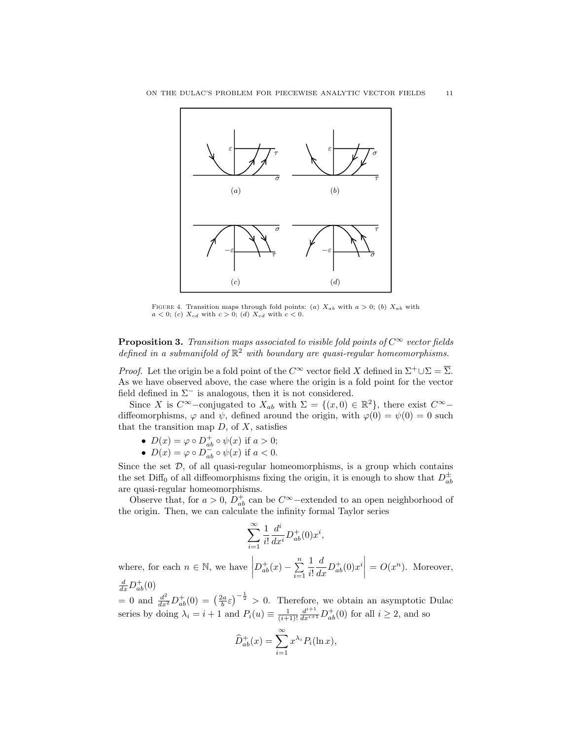FIGURE 4. Transition maps through fold points: $(a)$ $X_{ab}$ with $a>0$; $(b)$ $X_{ab}$ with $a<0$; $(c)$ $X_{cd}$ with $c>0$; $(d)$ $X_{cd}$ with $c<0$.

**Proposition 3.** *Transition maps associated to visible fold points of $C^\infty$ vector fields defined in a submanifold of $\mathbb{R}^2$ with boundary are quasi-regular homeomorphisms.*

*Proof.* Let the origin be a fold point of the $C^\infty$ vector field $X$ defined in $\Sigma^+ \cup \Sigma = \overline{\Sigma}$. As we have observed above, the case where the origin is a fold point for the vector field defined in $\Sigma^-$ is analogous, then it is not considered.

Since $X$ is $C^\infty$−conjugated to $X_{ab}$ with $\Sigma = \{(x,0) \in \mathbb{R}^2\}$, there exist $C^\infty$−diffeomorphisms, $\varphi$ and $\psi$, defined around the origin, with $\varphi(0) = \psi(0) = 0$ such that the transition map $D$, of $X$, satisfies

- $D(x) = \varphi \circ D^+_{ab} \circ \psi(x)$ if $a > 0$;
- $D(x) = \varphi \circ D^-_{ab} \circ \psi(x)$ if $a < 0$.

Since the set $\mathcal{D}$, of all quasi-regular homeomorphisms, is a group which contains the set $\mathrm{Diff}_0$ of all diffeomorphisms fixing the origin, it is enough to show that $D^\pm_{ab}$ are quasi-regular homeomorphisms.

Observe that, for $a > 0$, $D^+_{ab}$ can be $C^\infty$−extended to an open neighborhood of the origin. Then, we can calculate the infinity formal Taylor series

$$\sum_{i=1}^{\infty} \frac{1}{i!} \frac{d^i}{dx^i} D^+_{ab}(0) x^i,$$

where, for each $n \in \mathbb{N}$, we have $\left| D^+_{ab}(x) - \sum_{i=1}^{n} \frac{1}{i!} \frac{d}{dx} D^+_{ab}(0) x^i \right| = O(x^n)$. Moreover, $\frac{d}{dx} D^+_{ab}(0)$ $= 0$ and $\frac{d^2}{dx^2} D^+_{ab}(0) = \left(\frac{2a}{b}\varepsilon\right)^{-\frac{1}{2}} > 0$. Therefore, we obtain an asymptotic Dulac series by doing $\lambda_i = i+1$ and $P_i(u) \equiv \frac{1}{(i+1)!} \frac{d^{i+1}}{dx^{i+1}} D^+_{ab}(0)$ for all $i \geq 2$, and so

$$\widehat{D}^+_{ab}(x) = \sum_{i=1}^{\infty} x^{\lambda_i} P_i(\ln x),$$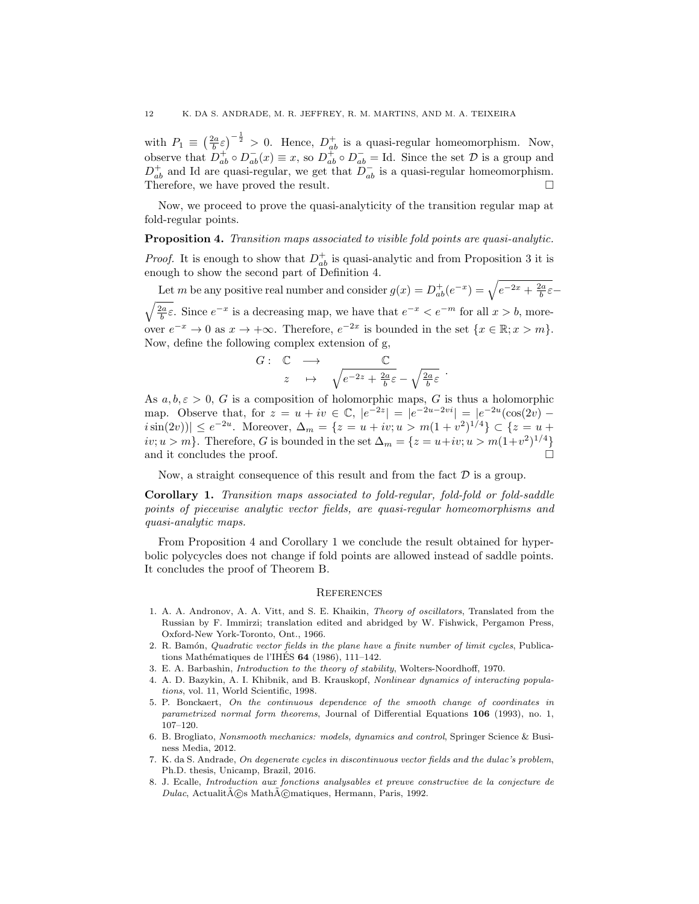with $P_1 \equiv \left(\frac{2a}{b}\varepsilon\right)^{-\frac{1}{2}} > 0$. Hence, $D^+_{ab}$ is a quasi-regular homeomorphism. Now, observe that $D^+_{ab} \circ D^-_{ab}(x) \equiv x$, so $D^+_{ab} \circ D^-_{ab} = \mathrm{Id}$. Since the set $\mathcal{D}$ is a group and $D^+_{ab}$ and Id are quasi-regular, we get that $D^-_{ab}$ is a quasi-regular homeomorphism. Therefore, we have proved the result. □

Now, we proceed to prove the quasi-analyticity of the transition regular map at fold-regular points.

**Proposition 4.** *Transition maps associated to visible fold points are quasi-analytic.*

*Proof.* It is enough to show that $D^+_{ab}$ is quasi-analytic and from Proposition 3 it is enough to show the second part of Definition 4.

Let $m$ be any positive real number and consider $g(x) = D^+_{ab}(e^{-x}) = \sqrt{e^{-2x} + \frac{2a}{b}\varepsilon} - \sqrt{\frac{2a}{b}\varepsilon}$. Since $e^{-x}$ is a decreasing map, we have that $e^{-x} < e^{-m}$ for all $x > b$, moreover $e^{-x} \to 0$ as $x \to +\infty$. Therefore, $e^{-2x}$ is bounded in the set $\{x \in \mathbb{R}; x > m\}$. Now, define the following complex extension of g,

$$
\begin{array}{rccc}
G: & \mathbb{C} & \longrightarrow & \mathbb{C} \\
 & z & \mapsto & \sqrt{e^{-2z} + \frac{2a}{b}\varepsilon} - \sqrt{\frac{2a}{b}\varepsilon}
\end{array}.
$$

As $a, b, \varepsilon > 0$, $G$ is a composition of holomorphic maps, $G$ is thus a holomorphic map. Observe that, for $z = u + iv \in \mathbb{C}$, $|e^{-2z}| = |e^{-2u-2vi}| = |e^{-2u}(\cos(2v) - i\sin(2v))| \leq e^{-2u}$. Moreover, $\Delta_m = \{z = u + iv; u > m(1+v^2)^{1/4}\} \subset \{z = u + iv; u > m\}$. Therefore, $G$ is bounded in the set $\Delta_m = \{z = u+iv; u > m(1+v^2)^{1/4}\}$ and it concludes the proof. □

Now, a straight consequence of this result and from the fact $\mathcal{D}$ is a group.

**Corollary 1.** *Transition maps associated to fold-regular, fold-fold or fold-saddle points of piecewise analytic vector fields, are quasi-regular homeomorphisms and quasi-analytic maps.*

From Proposition 4 and Corollary 1 we conclude the result obtained for hyperbolic polycycles does not change if fold points are allowed instead of saddle points. It concludes the proof of Theorem B.

## References

1. A. A. Andronov, A. A. Vitt, and S. E. Khaikin, *Theory of oscillators*, Translated from the Russian by F. Immirzi; translation edited and abridged by W. Fishwick, Pergamon Press, Oxford-New York-Toronto, Ont., 1966.
2. R. Bamón, *Quadratic vector fields in the plane have a finite number of limit cycles*, Publications Mathématiques de l'IHÉS **64** (1986), 111–142.
3. E. A. Barbashin, *Introduction to the theory of stability*, Wolters-Noordhoff, 1970.
4. A. D. Bazykin, A. I. Khibnik, and B. Krauskopf, *Nonlinear dynamics of interacting populations*, vol. 11, World Scientific, 1998.
5. P. Bonckaert, *On the continuous dependence of the smooth change of coordinates in parametrized normal form theorems*, Journal of Differential Equations **106** (1993), no. 1, 107–120.
6. B. Brogliato, *Nonsmooth mechanics: models, dynamics and control*, Springer Science & Business Media, 2012.
7. K. da S. Andrade, *On degenerate cycles in discontinuous vector fields and the dulac's problem*, Ph.D. thesis, Unicamp, Brazil, 2016.
8. J. Ecalle, *Introduction aux fonctions analysables et preuve constructive de la conjecture de Dulac*, ActualitÃ©s MathÃ©matiques, Hermann, Paris, 1992.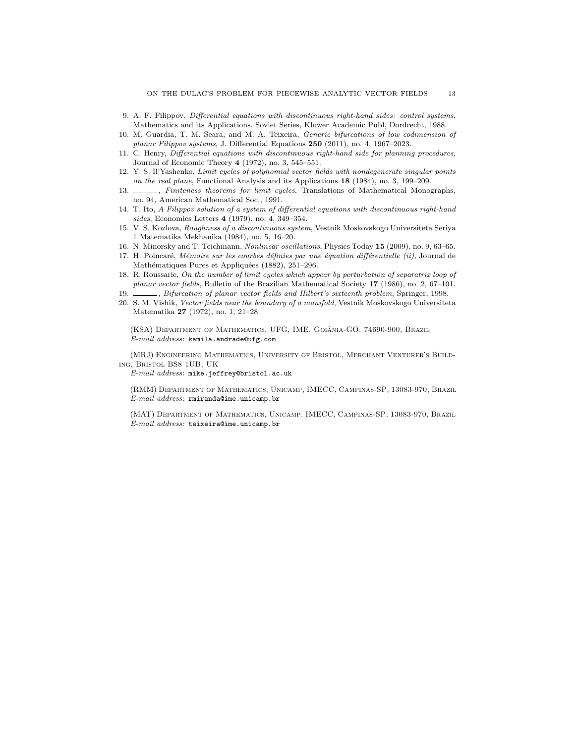9. A. F. Filippov, *Differential equations with discontinuous right-hand sides: control systems*, Mathematics and its Applications. Soviet Series, Kluwer Academic Publ, Dordrecht, 1988.
10. M. Guardia, T. M. Seara, and M. A. Teixeira, *Generic bifurcations of low codimension of planar Filippov systems*, J. Differential Equations **250** (2011), no. 4, 1967–2023.
11. C. Henry, *Differential equations with discontinuous right-hand side for planning procedures*, Journal of Economic Theory **4** (1972), no. 3, 545–551.
12. Y. S. Il'Yashenko, *Limit cycles of polynomial vector fields with nondegenerate singular points on the real plane*, Functional Analysis and its Applications **18** (1984), no. 3, 199–209.
13. ______, *Finiteness theorems for limit cycles*, Translations of Mathematical Monographs, no. 94, American Mathematical Soc., 1991.
14. T. Ito, *A Filippov solution of a system of differential equations with discontinuous right-hand sides*, Economics Letters **4** (1979), no. 4, 349–354.
15. V. S. Kozlova, *Roughness of a discontinuous system*, Vestnik Moskovskogo Universiteta Seriya 1 Matematika Mekhanika (1984), no. 5, 16–20.
16. N. Minorsky and T. Teichmann, *Nonlinear oscillations*, Physics Today **15** (2009), no. 9, 63–65.
17. H. Poincaré, *Mémoire sur les courbes définies par une équation différentielle (ii)*, Journal de Mathématiques Pures et Appliquées (1882), 251–296.
18. R. Roussarie, *On the number of limit cycles which appear by perturbation of separatrix loop of planar vector fields*, Bulletin of the Brazilian Mathematical Society **17** (1986), no. 2, 67–101.
19. ______, *Bifurcation of planar vector fields and Hilbert's sixteenth problem*, Springer, 1998.
20. S. M. Vishik, *Vector fields near the boundary of a manifold*, Vestnik Moskovskogo Universiteta Matematika **27** (1972), no. 1, 21–28.

(KSA) Department of Mathematics, UFG, IME, Goiânia-GO, 74690-900, Brazil
*E-mail address*: kamila.andrade@ufg.com

(MRJ) Engineering Mathematics, University of Bristol, Merchant Venturer's Building, Bristol BS8 1UB, UK
*E-mail address*: mike.jeffrey@bristol.ac.uk

(RMM) Department of Mathematics, Unicamp, IMECC, Campinas-SP, 13083-970, Brazil
*E-mail address*: rmiranda@ime.unicamp.br

(MAT) Department of Mathematics, Unicamp, IMECC, Campinas-SP, 13083-970, Brazil
*E-mail address*: teixeira@ime.unicamp.br